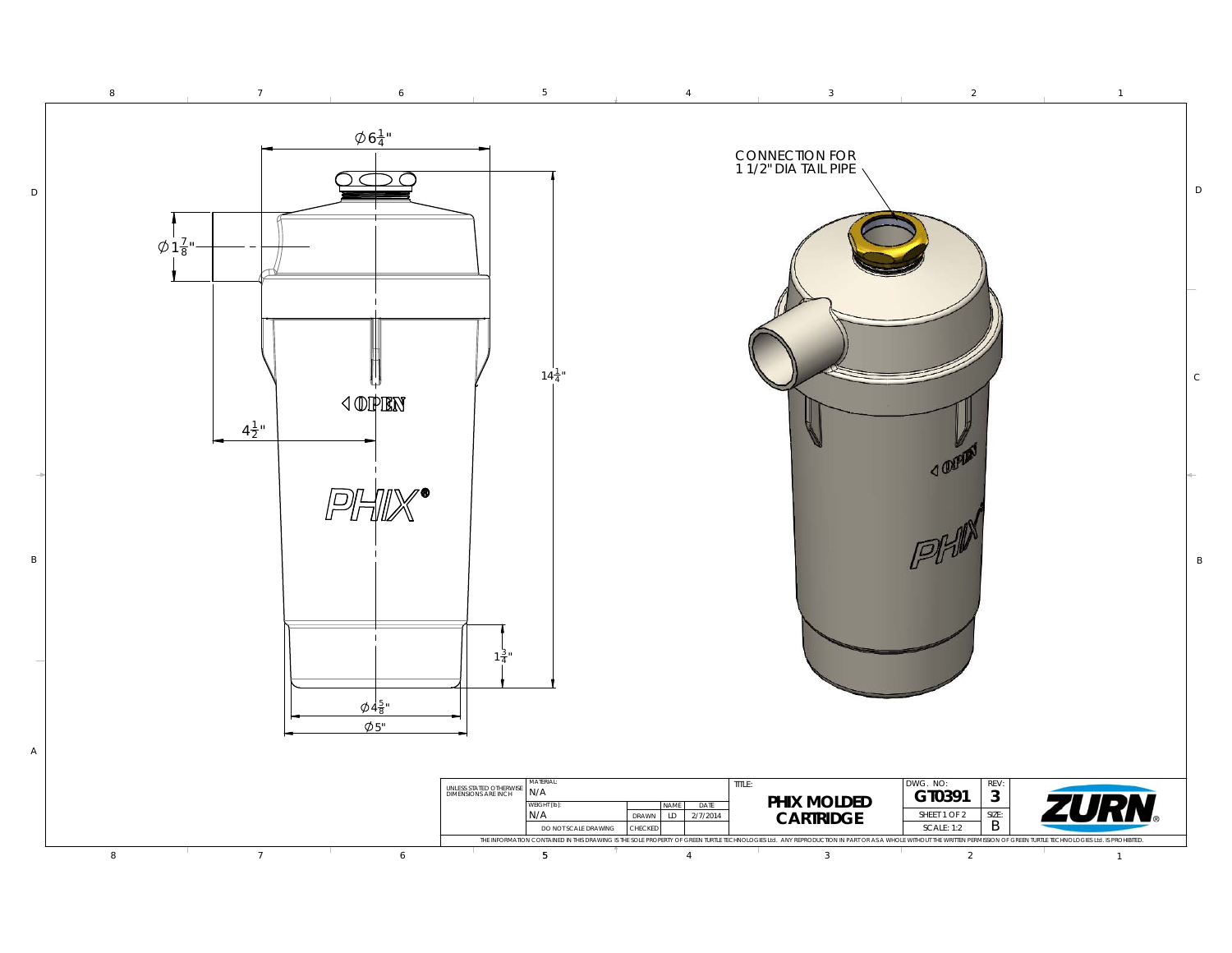Ø $6\frac{1}{4}$"

Ø $1\frac{7}{8}$"

$4\frac{1}{2}$"

$14\frac{1}{4}$"

$1\frac{3}{4}$"

Ø $4\frac{5}{8}$"

Ø 5"

◁ OPEN

PHIX®

CONNECTION FOR
1 1/2" DIA TAIL PIPE

| UNLESS STATED OTHERWISE DIMENSIONS ARE INCH | MATERIAL: N/A | | | | TITLE: PHIX MOLDED CARTRIDGE | DWG. NO: GT0391 | REV: 3 |
|---|---|---|---|---|---|---|---|
| | WEIGHT (lb): N/A | | NAME | DATE | | SHEET 1 OF 2 | SIZE: B |
| | DO NOT SCALE DRAWING | DRAWN | LD | 2/7/2014 | | SCALE: 1:2 | |
| | | CHECKED | | | | | |

ZURN®

THE INFORMATION CONTAINED IN THIS DRAWING IS THE SOLE PROPERTY OF GREEN TURTLE TECHNOLOGIES Ltd. ANY REPRODUCTION IN PART OR AS A WHOLE WITHOUT THE WRITTEN PERMISSION OF GREEN TURTLE TECHNOLOGIES Ltd. IS PROHIBITED.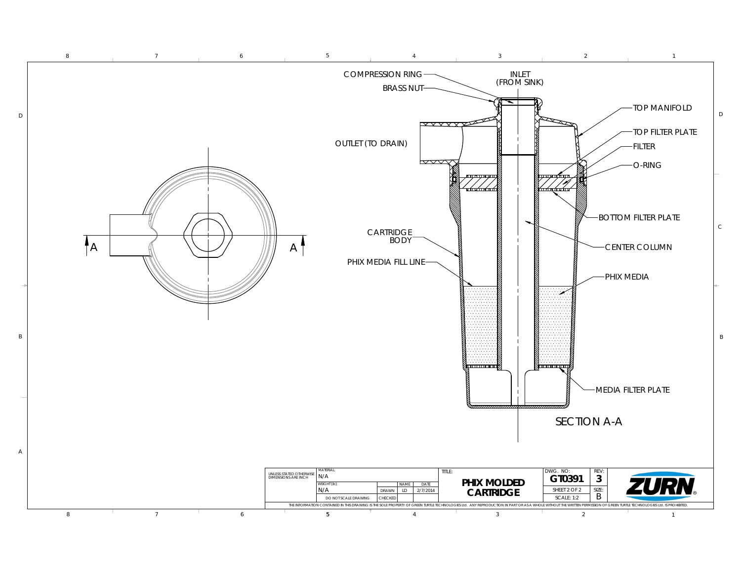COMPRESSION RING

BRASS NUT

INLET
(FROM SINK)

TOP MANIFOLD

TOP FILTER PLATE

FILTER

O-RING

OUTLET (TO DRAIN)

BOTTOM FILTER PLATE

CENTER COLUMN

CARTRIDGE
BODY

PHIX MEDIA FILL LINE

PHIX MEDIA

MEDIA FILTER PLATE

A A

SECTION A-A

| | | | | | | | | |
|---|---|---|---|---|---|---|---|---|
| UNLESS STATED OTHERWISE DIMENSIONS ARE INCH | MATERIAL: N/A | | | | TITLE: PHIX MOLDED CARTRIDGE | DWG. NO: GT0391 | REV: 3 | ZURN |
| | WEIGHT (lb): N/A | | NAME | DATE | | SHEET 2 OF 2 | SIZE: B | |
| | | DRAWN | LD | 2/7/2014 | | | | |
| | DO NOT SCALE DRAWING | CHECKED | | | | SCALE: 1:2 | | |

THE INFORMATION CONTAINED IN THIS DRAWING IS THE SOLE PROPERTY OF GREEN TURTLE TECHNOLOGIES Ltd. ANY REPRODUCTION IN PART OR AS A WHOLE WITHOUT THE WRITTEN PERMISSION OF GREEN TURTLE TECHNOLOGIES Ltd. IS PROHIBITED.